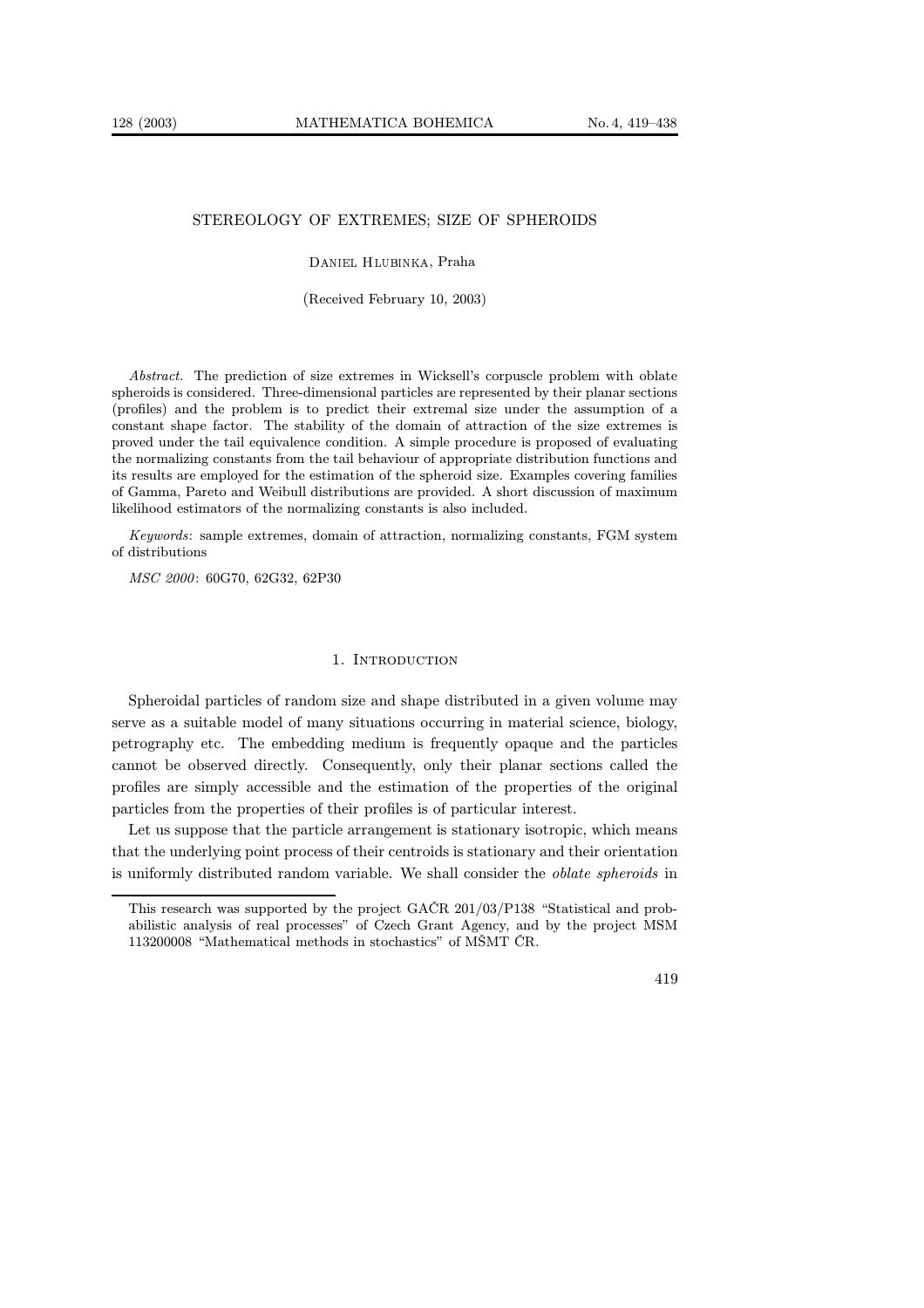# STEREOLOGY OF EXTREMES; SIZE OF SPHEROIDS

Daniel Hlubinka, Praha

(Received February 10, 2003)

*Abstract.* The prediction of size extremes in Wicksell's corpuscle problem with oblate spheroids is considered. Three-dimensional particles are represented by their planar sections (profiles) and the problem is to predict their extremal size under the assumption of a constant shape factor. The stability of the domain of attraction of the size extremes is proved under the tail equivalence condition. A simple procedure is proposed of evaluating the normalizing constants from the tail behaviour of appropriate distribution functions and its results are employed for the estimation of the spheroid size. Examples covering families of Gamma, Pareto and Weibull distributions are provided. A short discussion of maximum likelihood estimators of the normalizing constants is also included.

*Keywords*: sample extremes, domain of attraction, normalizing constants, FGM system of distributions

*MSC 2000*: 60G70, 62G32, 62P30

## 1. Introduction

Spheroidal particles of random size and shape distributed in a given volume may serve as a suitable model of many situations occurring in material science, biology, petrography etc. The embedding medium is frequently opaque and the particles cannot be observed directly. Consequently, only their planar sections called the profiles are simply accessible and the estimation of the properties of the original particles from the properties of their profiles is of particular interest.

Let us suppose that the particle arrangement is stationary isotropic, which means that the underlying point process of their centroids is stationary and their orientation is uniformly distributed random variable. We shall consider the *oblate spheroids* in

---

This research was supported by the project GAČR 201/03/P138 "Statistical and probabilistic analysis of real processes" of Czech Grant Agency, and by the project MSM 113200008 "Mathematical methods in stochastics" of MŠMT ČR.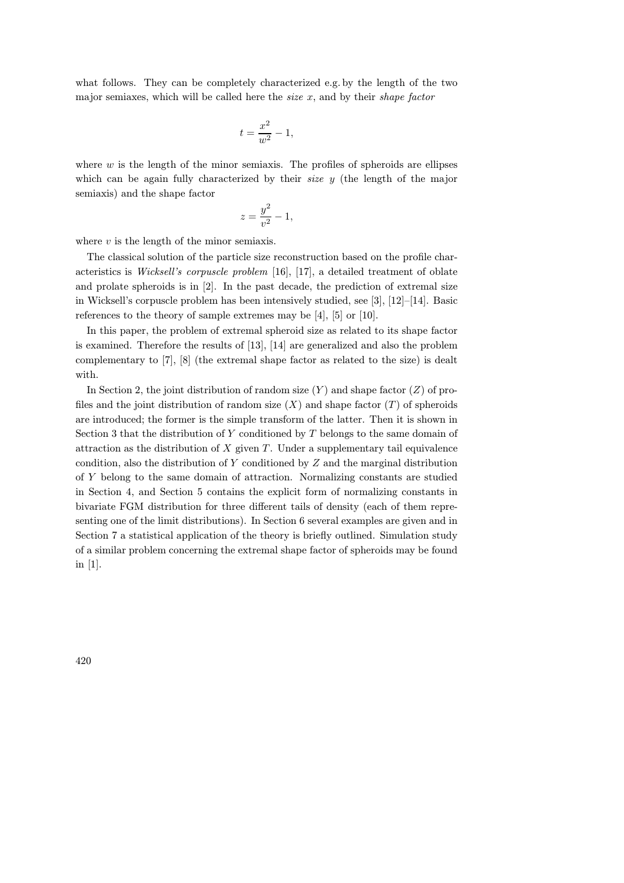what follows. They can be completely characterized e.g. by the length of the two major semiaxes, which will be called here the *size* $x$, and by their *shape factor*

$$t = \frac{x^2}{w^2} - 1,$$

where $w$ is the length of the minor semiaxis. The profiles of spheroids are ellipses which can be again fully characterized by their *size* $y$ (the length of the major semiaxis) and the shape factor

$$z = \frac{y^2}{v^2} - 1,$$

where $v$ is the length of the minor semiaxis.

The classical solution of the particle size reconstruction based on the profile characteristics is *Wicksell's corpuscle problem* [16], [17], a detailed treatment of oblate and prolate spheroids is in [2]. In the past decade, the prediction of extremal size in Wicksell's corpuscle problem has been intensively studied, see [3], [12]–[14]. Basic references to the theory of sample extremes may be [4], [5] or [10].

In this paper, the problem of extremal spheroid size as related to its shape factor is examined. Therefore the results of [13], [14] are generalized and also the problem complementary to [7], [8] (the extremal shape factor as related to the size) is dealt with.

In Section 2, the joint distribution of random size ($Y$) and shape factor ($Z$) of profiles and the joint distribution of random size ($X$) and shape factor ($T$) of spheroids are introduced; the former is the simple transform of the latter. Then it is shown in Section 3 that the distribution of $Y$ conditioned by $T$ belongs to the same domain of attraction as the distribution of $X$ given $T$. Under a supplementary tail equivalence condition, also the distribution of $Y$ conditioned by $Z$ and the marginal distribution of $Y$ belong to the same domain of attraction. Normalizing constants are studied in Section 4, and Section 5 contains the explicit form of normalizing constants in bivariate FGM distribution for three different tails of density (each of them representing one of the limit distributions). In Section 6 several examples are given and in Section 7 a statistical application of the theory is briefly outlined. Simulation study of a similar problem concerning the extremal shape factor of spheroids may be found in [1].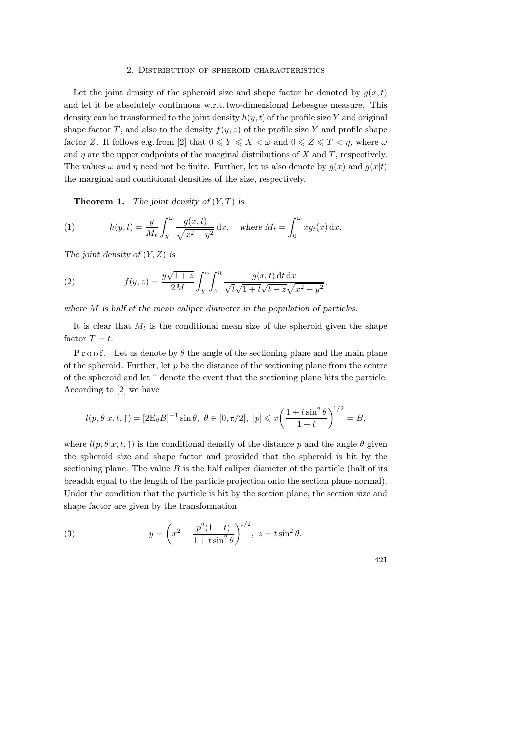## 2. Distribution of spheroid characteristics

Let the joint density of the spheroid size and shape factor be denoted by $g(x,t)$ and let it be absolutely continuous w.r.t. two-dimensional Lebesgue measure. This density can be transformed to the joint density $h(y,t)$ of the profile size $Y$ and original shape factor $T$, and also to the density $f(y,z)$ of the profile size $Y$ and profile shape factor $Z$. It follows e.g. from [2] that $0 \leqslant Y \leqslant X < \omega$ and $0 \leqslant Z \leqslant T < \eta$, where $\omega$ and $\eta$ are the upper endpoints of the marginal distributions of $X$ and $T$, respectively. The values $\omega$ and $\eta$ need not be finite. Further, let us also denote by $g(x)$ and $g(x|t)$ the marginal and conditional densities of the size, respectively.

**Theorem 1.** *The joint density of* $(Y,T)$ *is*

$$h(y,t) = \frac{y}{M_t}\int_y^{\omega}\frac{g(x,t)}{\sqrt{x^2-y^2}}\,\mathrm{d}x, \quad \text{where } M_t = \int_0^{\omega} x g_t(x)\,\mathrm{d}x. \tag{1}$$

*The joint density of* $(Y,Z)$ *is*

$$f(y,z) = \frac{y\sqrt{1+z}}{2M}\int_y^{\omega}\int_z^{\eta}\frac{g(x,t)\,\mathrm{d}t\,\mathrm{d}x}{\sqrt{t}\sqrt{1+t}\sqrt{t-z}\sqrt{x^2-y^2}}, \tag{2}$$

*where* $M$ *is half of the mean caliper diameter in the population of particles.*

It is clear that $M_t$ is the conditional mean size of the spheroid given the shape factor $T = t$.

P r o o f. Let us denote by $\theta$ the angle of the sectioning plane and the main plane of the spheroid. Further, let $p$ be the distance of the sectioning plane from the centre of the spheroid and let $\uparrow$ denote the event that the sectioning plane hits the particle. According to [2] we have

$$l(p,\theta|x,t,\uparrow) = [2\mathrm{E}_{\theta}B]^{-1}\sin\theta,\ \theta\in[0,\pi/2],\ |p|\leqslant x\left(\frac{1+t\sin^2\theta}{1+t}\right)^{1/2} = B,$$

where $l(p,\theta|x,t,\uparrow)$ is the conditional density of the distance $p$ and the angle $\theta$ given the spheroid size and shape factor and provided that the spheroid is hit by the sectioning plane. The value $B$ is the half caliper diameter of the particle (half of its breadth equal to the length of the particle projection onto the section plane normal). Under the condition that the particle is hit by the section plane, the section size and shape factor are given by the transformation

$$y = \left(x^2 - \frac{p^2(1+t)}{1+t\sin^2\theta}\right)^{1/2},\ z = t\sin^2\theta. \tag{3}$$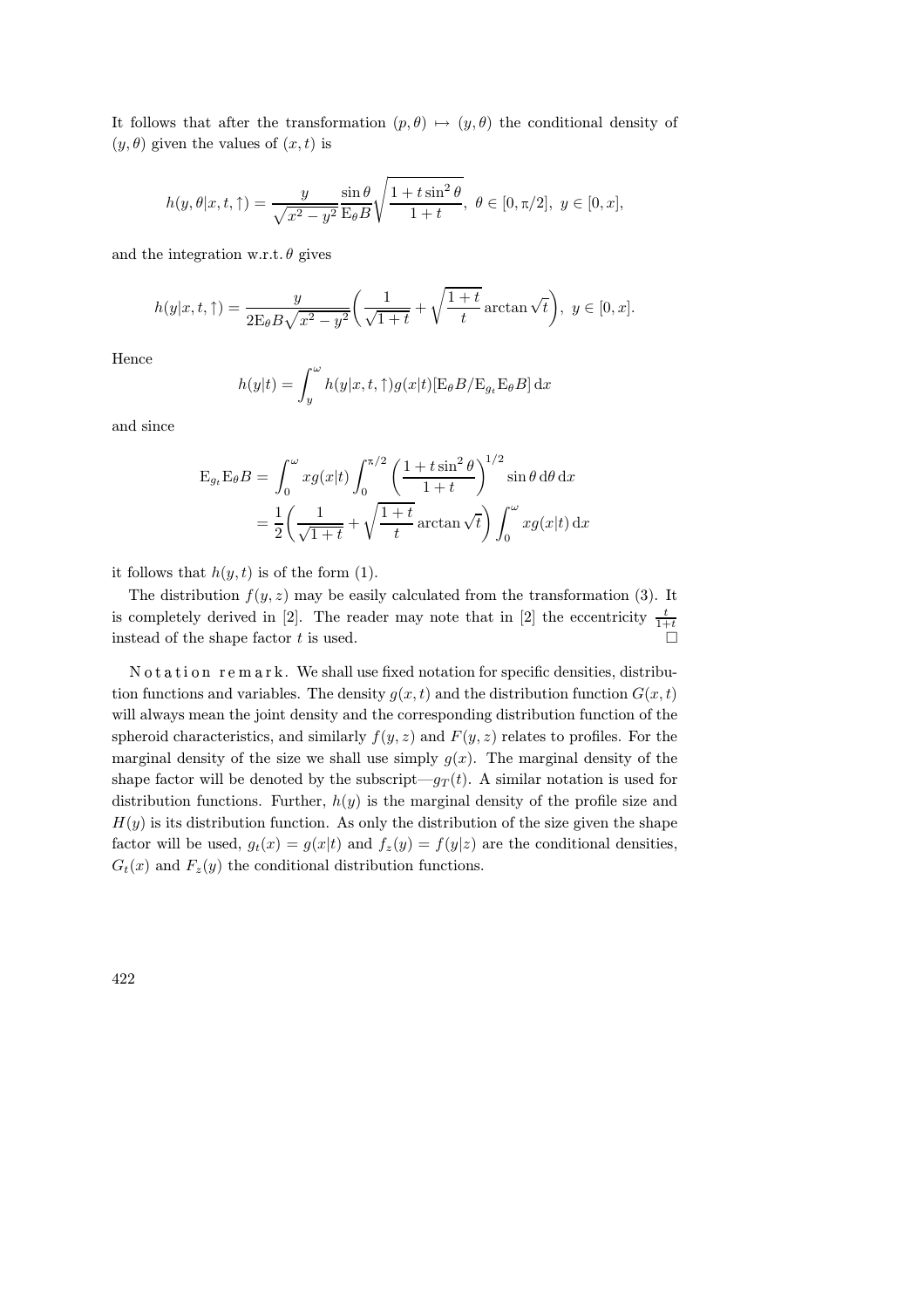It follows that after the transformation $(p,\theta)\mapsto(y,\theta)$ the conditional density of $(y,\theta)$ given the values of $(x,t)$ is

$$h(y,\theta|x,t,\uparrow)=\frac{y}{\sqrt{x^2-y^2}}\frac{\sin\theta}{\mathrm{E}_\theta B}\sqrt{\frac{1+t\sin^2\theta}{1+t}},\ \theta\in[0,\pi/2],\ y\in[0,x],$$

and the integration w.r.t. $\theta$ gives

$$h(y|x,t,\uparrow)=\frac{y}{2\mathrm{E}_\theta B\sqrt{x^2-y^2}}\biggl(\frac{1}{\sqrt{1+t}}+\sqrt{\frac{1+t}{t}}\arctan\sqrt{t}\biggr),\ y\in[0,x].$$

Hence

$$h(y|t)=\int_y^\omega h(y|x,t,\uparrow)g(x|t)[\mathrm{E}_\theta B/\mathrm{E}_{g_t}\mathrm{E}_\theta B]\,\mathrm{d}x$$

and since

$$\begin{aligned}\mathrm{E}_{g_t}\mathrm{E}_\theta B&=\int_0^\omega xg(x|t)\int_0^{\pi/2}\Bigl(\frac{1+t\sin^2\theta}{1+t}\Bigr)^{1/2}\sin\theta\,\mathrm{d}\theta\,\mathrm{d}x\\&=\frac{1}{2}\biggl(\frac{1}{\sqrt{1+t}}+\sqrt{\frac{1+t}{t}}\arctan\sqrt{t}\biggr)\int_0^\omega xg(x|t)\,\mathrm{d}x\end{aligned}$$

it follows that $h(y,t)$ is of the form (1).

The distribution $f(y,z)$ may be easily calculated from the transformation (3). It is completely derived in [2]. The reader may note that in [2] the eccentricity $\frac{t}{1+t}$ instead of the shape factor $t$ is used. □

N o t a t i o n   r e m a r k. We shall use fixed notation for specific densities, distribution functions and variables. The density $g(x,t)$ and the distribution function $G(x,t)$ will always mean the joint density and the corresponding distribution function of the spheroid characteristics, and similarly $f(y,z)$ and $F(y,z)$ relates to profiles. For the marginal density of the size we shall use simply $g(x)$. The marginal density of the shape factor will be denoted by the subscript—$g_T(t)$. A similar notation is used for distribution functions. Further, $h(y)$ is the marginal density of the profile size and $H(y)$ is its distribution function. As only the distribution of the size given the shape factor will be used, $g_t(x)=g(x|t)$ and $f_z(y)=f(y|z)$ are the conditional densities, $G_t(x)$ and $F_z(y)$ the conditional distribution functions.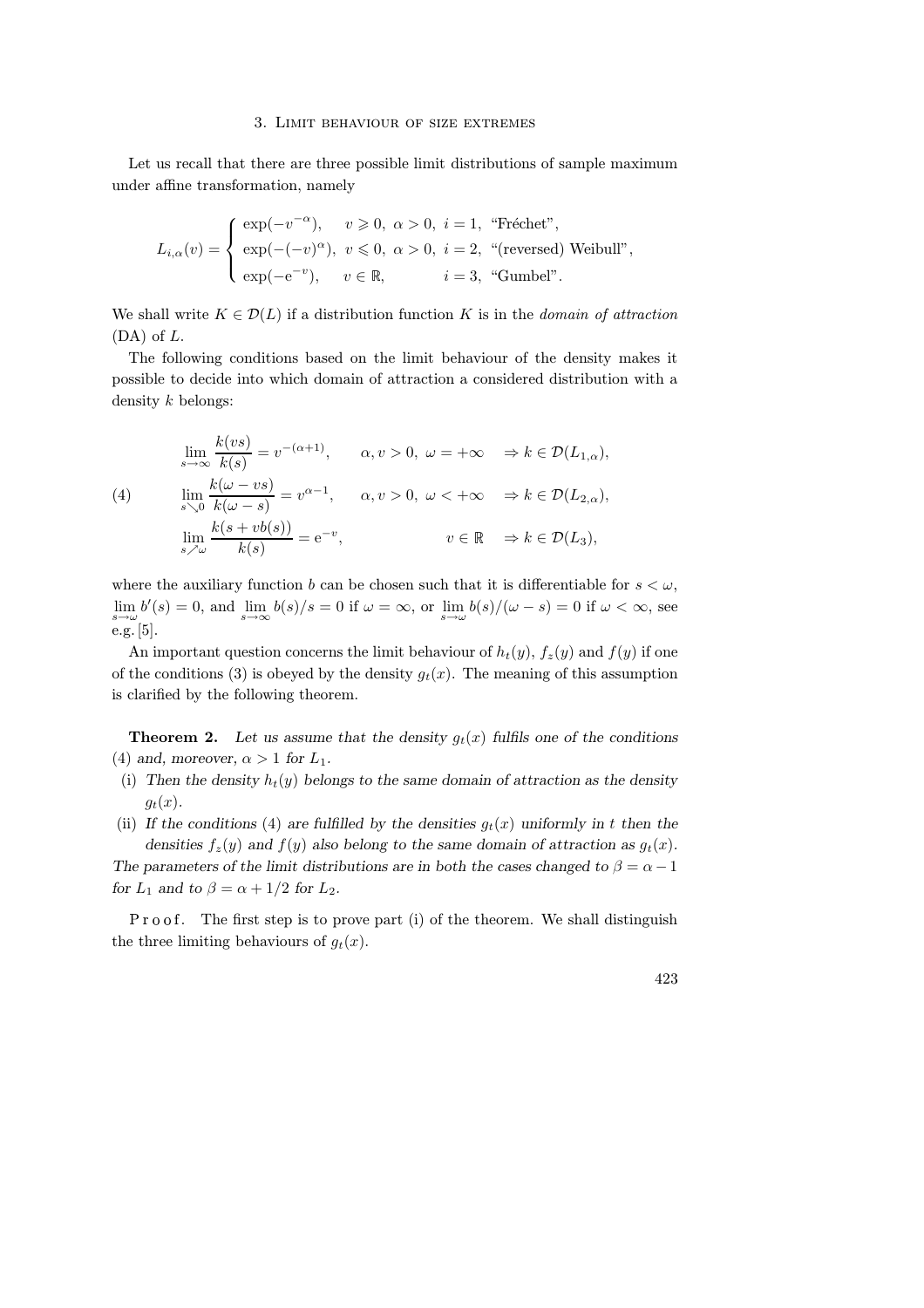## 3. Limit behaviour of size extremes

Let us recall that there are three possible limit distributions of sample maximum under affine transformation, namely

$$L_{i,\alpha}(v) = \begin{cases} \exp(-v^{-\alpha}), & v \geqslant 0,\ \alpha > 0,\ i = 1,\ \text{"Fréchet"}, \\ \exp(-(-v)^{\alpha}), & v \leqslant 0,\ \alpha > 0,\ i = 2,\ \text{"(reversed) Weibull"}, \\ \exp(-\mathrm{e}^{-v}), & v \in \mathbb{R}, \qquad\qquad i = 3,\ \text{"Gumbel"}. \end{cases}$$

We shall write $K \in \mathcal{D}(L)$ if a distribution function $K$ is in the *domain of attraction* (DA) of $L$.

The following conditions based on the limit behaviour of the density makes it possible to decide into which domain of attraction a considered distribution with a density $k$ belongs:

$$\begin{aligned} &\lim_{s\to\infty} \frac{k(vs)}{k(s)} = v^{-(\alpha+1)}, && \alpha, v > 0,\ \omega = +\infty && \Rightarrow k \in \mathcal{D}(L_{1,\alpha}), \\ &\lim_{s\searrow 0} \frac{k(\omega - vs)}{k(\omega - s)} = v^{\alpha-1}, && \alpha, v > 0,\ \omega < +\infty && \Rightarrow k \in \mathcal{D}(L_{2,\alpha}), \\ &\lim_{s\nearrow \omega} \frac{k(s + vb(s))}{k(s)} = \mathrm{e}^{-v}, && v \in \mathbb{R} && \Rightarrow k \in \mathcal{D}(L_3), \end{aligned} \tag{4}$$

where the auxiliary function $b$ can be chosen such that it is differentiable for $s < \omega$, $\lim\limits_{s\to\omega} b'(s) = 0$, and $\lim\limits_{s\to\infty} b(s)/s = 0$ if $\omega = \infty$, or $\lim\limits_{s\to\omega} b(s)/(\omega - s) = 0$ if $\omega < \infty$, see e.g. [5].

An important question concerns the limit behaviour of $h_t(y)$, $f_z(y)$ and $f(y)$ if one of the conditions (3) is obeyed by the density $g_t(x)$. The meaning of this assumption is clarified by the following theorem.

**Theorem 2.** *Let us assume that the density $g_t(x)$ fulfils one of the conditions* (4) *and, moreover, $\alpha > 1$ for $L_1$.*

(i) *Then the density $h_t(y)$ belongs to the same domain of attraction as the density $g_t(x)$.*

(ii) *If the conditions* (4) *are fulfilled by the densities $g_t(x)$ uniformly in $t$ then the densities $f_z(y)$ and $f(y)$ also belong to the same domain of attraction as $g_t(x)$.*

*The parameters of the limit distributions are in both the cases changed to $\beta = \alpha - 1$ for $L_1$ and to $\beta = \alpha + 1/2$ for $L_2$.*

P r o o f. The first step is to prove part (i) of the theorem. We shall distinguish the three limiting behaviours of $g_t(x)$.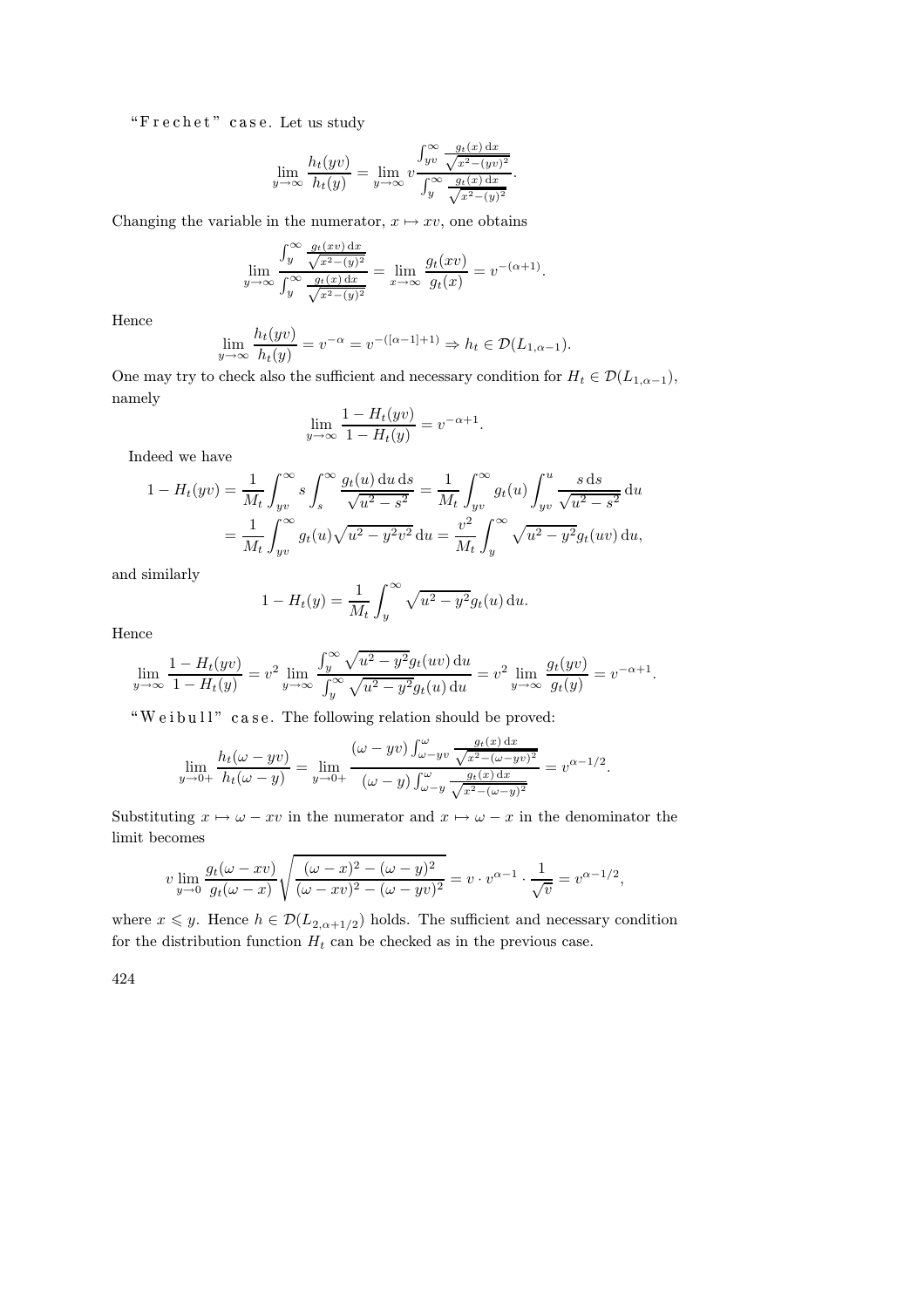"Frechet" case. Let us study

$$\lim_{y\to\infty} \frac{h_t(yv)}{h_t(y)} = \lim_{y\to\infty} v \frac{\int_{yv}^{\infty} \frac{g_t(x)\,\mathrm{d}x}{\sqrt{x^2-(yv)^2}}}{\int_{y}^{\infty} \frac{g_t(x)\,\mathrm{d}x}{\sqrt{x^2-(y)^2}}}.$$

Changing the variable in the numerator, $x \mapsto xv$, one obtains

$$\lim_{y\to\infty} \frac{\int_{y}^{\infty} \frac{g_t(xv)\,\mathrm{d}x}{\sqrt{x^2-(y)^2}}}{\int_{y}^{\infty} \frac{g_t(x)\,\mathrm{d}x}{\sqrt{x^2-(y)^2}}} = \lim_{x\to\infty} \frac{g_t(xv)}{g_t(x)} = v^{-(\alpha+1)}.$$

Hence

$$\lim_{y\to\infty} \frac{h_t(yv)}{h_t(y)} = v^{-\alpha} = v^{-([\alpha-1]+1)} \Rightarrow h_t \in \mathcal{D}(L_{1,\alpha-1}).$$

One may try to check also the sufficient and necessary condition for $H_t \in \mathcal{D}(L_{1,\alpha-1})$, namely

$$\lim_{y\to\infty} \frac{1-H_t(yv)}{1-H_t(y)} = v^{-\alpha+1}.$$

Indeed we have

$$\begin{aligned}
1-H_t(yv) &= \frac{1}{M_t}\int_{yv}^{\infty} s \int_{s}^{\infty} \frac{g_t(u)\,\mathrm{d}u\,\mathrm{d}s}{\sqrt{u^2-s^2}} = \frac{1}{M_t}\int_{yv}^{\infty} g_t(u) \int_{yv}^{u} \frac{s\,\mathrm{d}s}{\sqrt{u^2-s^2}}\,\mathrm{d}u \\
&= \frac{1}{M_t}\int_{yv}^{\infty} g_t(u)\sqrt{u^2-y^2v^2}\,\mathrm{d}u = \frac{v^2}{M_t}\int_{y}^{\infty} \sqrt{u^2-y^2} g_t(uv)\,\mathrm{d}u,
\end{aligned}$$

and similarly

$$1-H_t(y) = \frac{1}{M_t}\int_{y}^{\infty} \sqrt{u^2-y^2} g_t(u)\,\mathrm{d}u.$$

Hence

$$\lim_{y\to\infty} \frac{1-H_t(yv)}{1-H_t(y)} = v^2 \lim_{y\to\infty} \frac{\int_{y}^{\infty} \sqrt{u^2-y^2} g_t(uv)\,\mathrm{d}u}{\int_{y}^{\infty} \sqrt{u^2-y^2} g_t(u)\,\mathrm{d}u} = v^2 \lim_{y\to\infty} \frac{g_t(yv)}{g_t(y)} = v^{-\alpha+1}.$$

"Weibull" case. The following relation should be proved:

$$\lim_{y\to 0+} \frac{h_t(\omega-yv)}{h_t(\omega-y)} = \lim_{y\to 0+} \frac{(\omega-yv)\int_{\omega-yv}^{\omega} \frac{g_t(x)\,\mathrm{d}x}{\sqrt{x^2-(\omega-yv)^2}}}{(\omega-y)\int_{\omega-y}^{\omega} \frac{g_t(x)\,\mathrm{d}x}{\sqrt{x^2-(\omega-y)^2}}} = v^{\alpha-1/2}.$$

Substituting $x \mapsto \omega - xv$ in the numerator and $x \mapsto \omega - x$ in the denominator the limit becomes

$$v \lim_{y\to 0} \frac{g_t(\omega-xv)}{g_t(\omega-x)} \sqrt{\frac{(\omega-x)^2-(\omega-y)^2}{(\omega-xv)^2-(\omega-yv)^2}} = v \cdot v^{\alpha-1} \cdot \frac{1}{\sqrt{v}} = v^{\alpha-1/2},$$

where $x \leqslant y$. Hence $h \in \mathcal{D}(L_{2,\alpha+1/2})$ holds. The sufficient and necessary condition for the distribution function $H_t$ can be checked as in the previous case.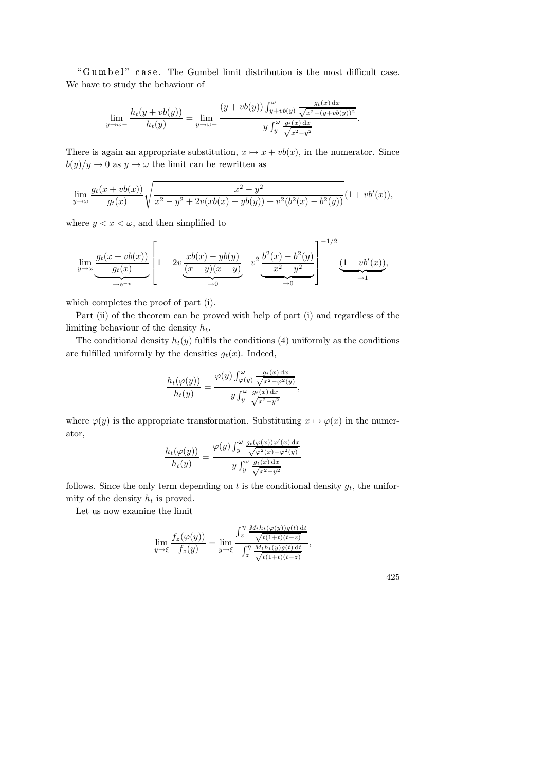"Gumbel" case. The Gumbel limit distribution is the most difficult case. We have to study the behaviour of

$$\lim_{y\to\omega-}\frac{h_t(y+vb(y))}{h_t(y)}=\lim_{y\to\omega-}\frac{(y+vb(y))\int_{y+vb(y)}^{\omega}\frac{g_t(x)\,\mathrm{d}x}{\sqrt{x^2-(y+vb(y))^2}}}{y\int_y^{\omega}\frac{g_t(x)\,\mathrm{d}x}{\sqrt{x^2-y^2}}}.$$

There is again an appropriate substitution, $x\mapsto x+vb(x)$, in the numerator. Since $b(y)/y\to 0$ as $y\to\omega$ the limit can be rewritten as

$$\lim_{y\to\omega}\frac{g_t(x+vb(x))}{g_t(x)}\sqrt{\frac{x^2-y^2}{x^2-y^2+2v(xb(x)-yb(y))+v^2(b^2(x)-b^2(y))}}(1+vb'(x)),$$

where $y<x<\omega$, and then simplified to

$$\lim_{y\to\omega}\underbrace{\frac{g_t(x+vb(x))}{g_t(x)}}_{\to \mathrm{e}^{-v}}\left[1+2v\underbrace{\frac{xb(x)-yb(y)}{(x-y)(x+y)}}_{\to 0}+v^2\underbrace{\frac{b^2(x)-b^2(y)}{x^2-y^2}}_{\to 0}\right]^{-1/2}\underbrace{(1+vb'(x))}_{\to 1},$$

which completes the proof of part (i).

Part (ii) of the theorem can be proved with help of part (i) and regardless of the limiting behaviour of the density $h_t$.

The conditional density $h_t(y)$ fulfils the conditions (4) uniformly as the conditions are fulfilled uniformly by the densities $g_t(x)$. Indeed,

$$\frac{h_t(\varphi(y))}{h_t(y)}=\frac{\varphi(y)\int_{\varphi(y)}^{\omega}\frac{g_t(x)\,\mathrm{d}x}{\sqrt{x^2-\varphi^2(y)}}}{y\int_y^{\omega}\frac{g_t(x)\,\mathrm{d}x}{\sqrt{x^2-y^2}}},$$

where $\varphi(y)$ is the appropriate transformation. Substituting $x\mapsto\varphi(x)$ in the numerator,

$$\frac{h_t(\varphi(y))}{h_t(y)}=\frac{\varphi(y)\int_y^{\omega}\frac{g_t(\varphi(x))\varphi'(x)\,\mathrm{d}x}{\sqrt{\varphi^2(x)-\varphi^2(y)}}}{y\int_y^{\omega}\frac{g_t(x)\,\mathrm{d}x}{\sqrt{x^2-y^2}}}$$

follows. Since the only term depending on $t$ is the conditional density $g_t$, the uniformity of the density $h_t$ is proved.

Let us now examine the limit

$$\lim_{y\to\xi}\frac{f_z(\varphi(y))}{f_z(y)}=\lim_{y\to\xi}\frac{\int_z^{\eta}\frac{M_t h_t(\varphi(y))g(t)\,\mathrm{d}t}{\sqrt{t(1+t)(t-z)}}}{\int_z^{\eta}\frac{M_t h_t(y)g(t)\,\mathrm{d}t}{\sqrt{t(1+t)(t-z)}}},$$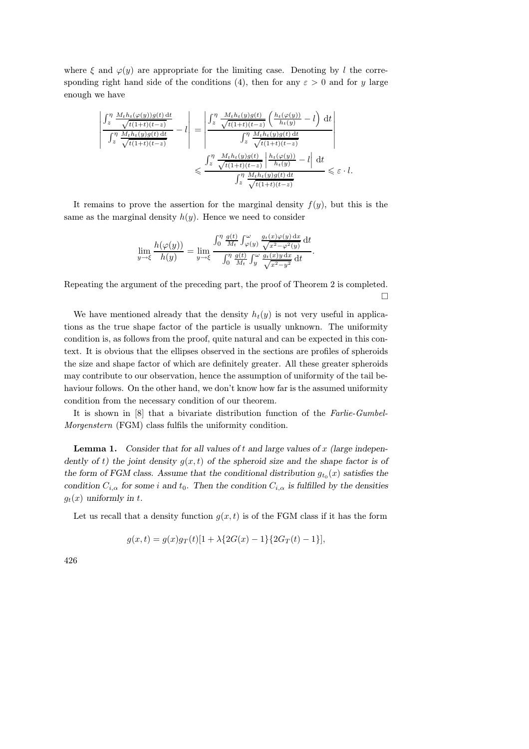where $\xi$ and $\varphi(y)$ are appropriate for the limiting case. Denoting by $l$ the corresponding right hand side of the conditions (4), then for any $\varepsilon > 0$ and for $y$ large enough we have

$$\left| \frac{\int_z^\eta \frac{M_t h_t(\varphi(y)) g(t)\,\mathrm{d}t}{\sqrt{t(1+t)(t-z)}}}{\int_z^\eta \frac{M_t h_t(y) g(t)\,\mathrm{d}t}{\sqrt{t(1+t)(t-z)}}} - l \right| = \left| \frac{\int_z^\eta \frac{M_t h_t(y) g(t)}{\sqrt{t(1+t)(t-z)}} \left( \frac{h_t(\varphi(y))}{h_t(y)} - l \right) \mathrm{d}t}{\int_z^\eta \frac{M_t h_t(y) g(t)\,\mathrm{d}t}{\sqrt{t(1+t)(t-z)}}} \right|$$

$$\leqslant \frac{\int_z^\eta \frac{M_t h_t(y) g(t)}{\sqrt{t(1+t)(t-z)}} \left| \frac{h_t(\varphi(y))}{h_t(y)} - l \right| \mathrm{d}t}{\int_z^\eta \frac{M_t h_t(y) g(t)\,\mathrm{d}t}{\sqrt{t(1+t)(t-z)}}} \leqslant \varepsilon \cdot l.$$

It remains to prove the assertion for the marginal density $f(y)$, but this is the same as the marginal density $h(y)$. Hence we need to consider

$$\lim_{y\to\xi} \frac{h(\varphi(y))}{h(y)} = \lim_{y\to\xi} \frac{\int_0^\eta \frac{g(t)}{M_t} \int_{\varphi(y)}^\omega \frac{g_t(x)\varphi(y)\,\mathrm{d}x}{\sqrt{x^2-\varphi^2(y)}}\,\mathrm{d}t}{\int_0^\eta \frac{g(t)}{M_t} \int_y^\omega \frac{g_t(x) y\,\mathrm{d}x}{\sqrt{x^2-y^2}}\,\mathrm{d}t}.$$

Repeating the argument of the preceding part, the proof of Theorem 2 is completed. □

We have mentioned already that the density $h_t(y)$ is not very useful in applications as the true shape factor of the particle is usually unknown. The uniformity condition is, as follows from the proof, quite natural and can be expected in this context. It is obvious that the ellipses observed in the sections are profiles of spheroids the size and shape factor of which are definitely greater. All these greater spheroids may contribute to our observation, hence the assumption of uniformity of the tail behaviour follows. On the other hand, we don't know how far is the assumed uniformity condition from the necessary condition of our theorem.

It is shown in [8] that a bivariate distribution function of the *Farlie-Gumbel-Morgenstern* (FGM) class fulfils the uniformity condition.

**Lemma 1.** *Consider that for all values of $t$ and large values of $x$ (large independently of $t$) the joint density $g(x,t)$ of the spheroid size and the shape factor is of the form of FGM class. Assume that the conditional distribution $g_{t_0}(x)$ satisfies the condition $C_{i,\alpha}$ for some $i$ and $t_0$. Then the condition $C_{i,\alpha}$ is fulfilled by the densities $g_t(x)$ uniformly in $t$.*

Let us recall that a density function $g(x,t)$ is of the FGM class if it has the form

$$g(x,t) = g(x) g_T(t) [1 + \lambda \{2G(x) - 1\}\{2G_T(t) - 1\}],$$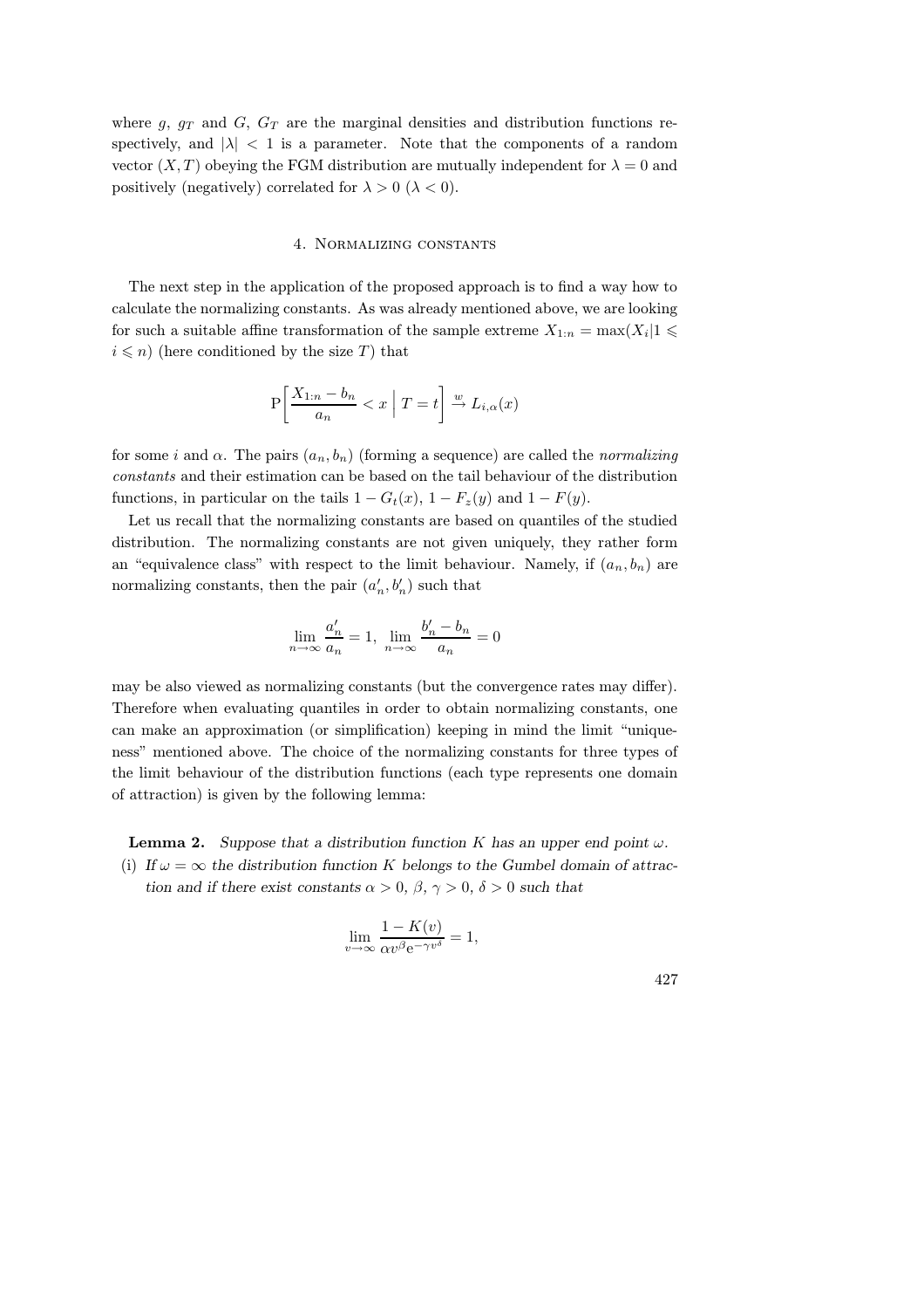where $g$, $g_T$ and $G$, $G_T$ are the marginal densities and distribution functions respectively, and $|\lambda| < 1$ is a parameter. Note that the components of a random vector $(X, T)$ obeying the FGM distribution are mutually independent for $\lambda = 0$ and positively (negatively) correlated for $\lambda > 0$ ($\lambda < 0$).

## 4. Normalizing constants

The next step in the application of the proposed approach is to find a way how to calculate the normalizing constants. As was already mentioned above, we are looking for such a suitable affine transformation of the sample extreme $X_{1:n} = \max(X_i | 1 \leqslant i \leqslant n)$ (here conditioned by the size $T$) that

$$\mathrm{P}\left[\frac{X_{1:n} - b_n}{a_n} < x \;\Big|\; T = t\right] \xrightarrow{w} L_{i,\alpha}(x)$$

for some $i$ and $\alpha$. The pairs $(a_n, b_n)$ (forming a sequence) are called the *normalizing constants* and their estimation can be based on the tail behaviour of the distribution functions, in particular on the tails $1 - G_t(x)$, $1 - F_z(y)$ and $1 - F(y)$.

Let us recall that the normalizing constants are based on quantiles of the studied distribution. The normalizing constants are not given uniquely, they rather form an "equivalence class" with respect to the limit behaviour. Namely, if $(a_n, b_n)$ are normalizing constants, then the pair $(a'_n, b'_n)$ such that

$$\lim_{n\to\infty} \frac{a'_n}{a_n} = 1, \;\; \lim_{n\to\infty} \frac{b'_n - b_n}{a_n} = 0$$

may be also viewed as normalizing constants (but the convergence rates may differ). Therefore when evaluating quantiles in order to obtain normalizing constants, one can make an approximation (or simplification) keeping in mind the limit "uniqueness" mentioned above. The choice of the normalizing constants for three types of the limit behaviour of the distribution functions (each type represents one domain of attraction) is given by the following lemma:

**Lemma 2.** *Suppose that a distribution function $K$ has an upper end point $\omega$.*

(i) *If $\omega = \infty$ the distribution function $K$ belongs to the Gumbel domain of attraction and if there exist constants $\alpha > 0$, $\beta$, $\gamma > 0$, $\delta > 0$ such that*

$$\lim_{v\to\infty} \frac{1 - K(v)}{\alpha v^{\beta} \mathrm{e}^{-\gamma v^{\delta}}} = 1,$$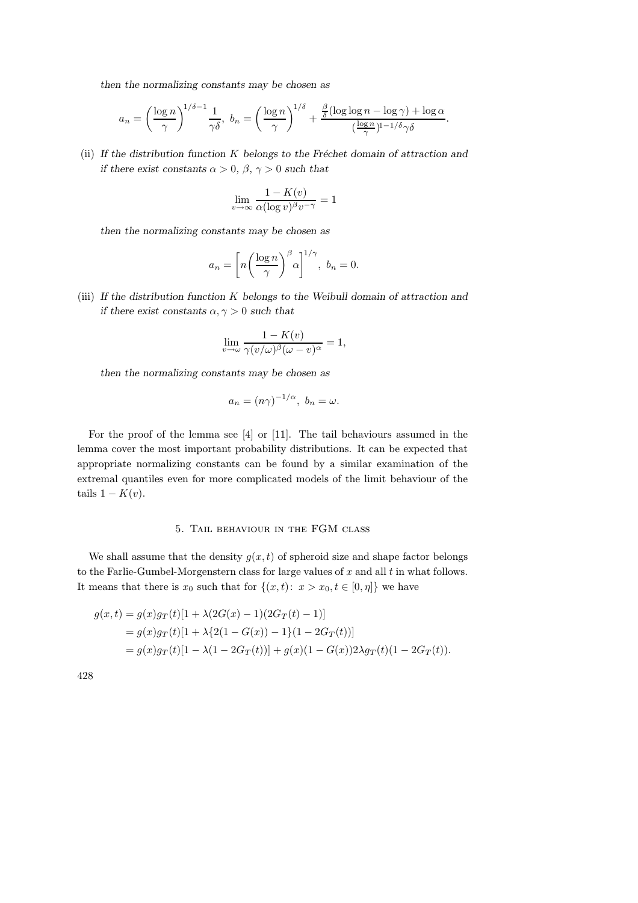*then the normalizing constants may be chosen as*

$$a_n = \left(\frac{\log n}{\gamma}\right)^{1/\delta - 1} \frac{1}{\gamma\delta},\ b_n = \left(\frac{\log n}{\gamma}\right)^{1/\delta} + \frac{\frac{\beta}{\delta}(\log\log n - \log\gamma) + \log\alpha}{(\frac{\log n}{\gamma})^{1-1/\delta}\gamma\delta}.$$

(ii) *If the distribution function $K$ belongs to the Fréchet domain of attraction and if there exist constants $\alpha > 0$, $\beta$, $\gamma > 0$ such that*

$$\lim_{v\to\infty} \frac{1-K(v)}{\alpha(\log v)^{\beta} v^{-\gamma}} = 1$$

*then the normalizing constants may be chosen as*

$$a_n = \left[n\left(\frac{\log n}{\gamma}\right)^{\beta}\alpha\right]^{1/\gamma},\ b_n = 0.$$

(iii) *If the distribution function $K$ belongs to the Weibull domain of attraction and if there exist constants $\alpha, \gamma > 0$ such that*

$$\lim_{v\to\omega} \frac{1-K(v)}{\gamma(v/\omega)^{\beta}(\omega - v)^{\alpha}} = 1,$$

*then the normalizing constants may be chosen as*

$$a_n = (n\gamma)^{-1/\alpha},\ b_n = \omega.$$

For the proof of the lemma see [4] or [11]. The tail behaviours assumed in the lemma cover the most important probability distributions. It can be expected that appropriate normalizing constants can be found by a similar examination of the extremal quantiles even for more complicated models of the limit behaviour of the tails $1 - K(v)$.

## 5. Tail behaviour in the FGM class

We shall assume that the density $g(x, t)$ of spheroid size and shape factor belongs to the Farlie-Gumbel-Morgenstern class for large values of $x$ and all $t$ in what follows. It means that there is $x_0$ such that for $\{(x, t)\colon\ x > x_0, t \in [0, \eta]\}$ we have

$$\begin{aligned}
g(x,t) &= g(x)g_T(t)[1 + \lambda(2G(x) - 1)(2G_T(t) - 1)] \\
&= g(x)g_T(t)[1 + \lambda\{2(1 - G(x)) - 1\}(1 - 2G_T(t))] \\
&= g(x)g_T(t)[1 - \lambda(1 - 2G_T(t))] + g(x)(1 - G(x))2\lambda g_T(t)(1 - 2G_T(t)).
\end{aligned}$$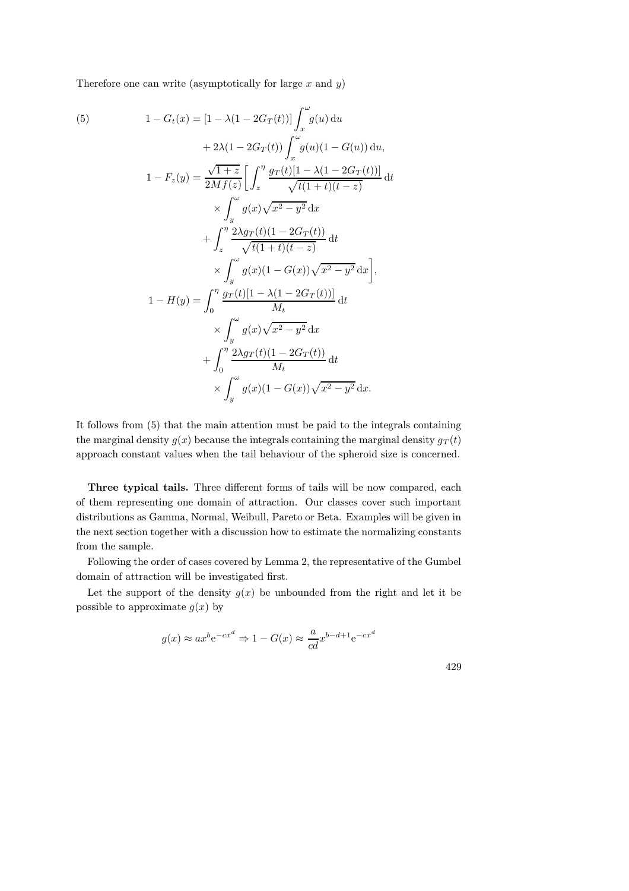Therefore one can write (asymptotically for large $x$ and $y$)

$$
\begin{aligned}
(5)\qquad 1 - G_t(x) &= [1 - \lambda(1 - 2G_T(t))] \int_x^{\omega} g(u)\,\mathrm{d}u \\
&\quad + 2\lambda(1 - 2G_T(t)) \int_x^{\omega} g(u)(1 - G(u))\,\mathrm{d}u, \\
1 - F_z(y) &= \frac{\sqrt{1+z}}{2Mf(z)} \biggl[ \int_z^{\eta} \frac{g_T(t)[1 - \lambda(1 - 2G_T(t))]}{\sqrt{t(1+t)(t-z)}}\,\mathrm{d}t \\
&\quad \times \int_y^{\omega} g(x)\sqrt{x^2 - y^2}\,\mathrm{d}x \\
&\quad + \int_z^{\eta} \frac{2\lambda g_T(t)(1 - 2G_T(t))}{\sqrt{t(1+t)(t-z)}}\,\mathrm{d}t \\
&\quad \times \int_y^{\omega} g(x)(1 - G(x))\sqrt{x^2 - y^2}\,\mathrm{d}x \biggr], \\
1 - H(y) &= \int_0^{\eta} \frac{g_T(t)[1 - \lambda(1 - 2G_T(t))]}{M_t}\,\mathrm{d}t \\
&\quad \times \int_y^{\omega} g(x)\sqrt{x^2 - y^2}\,\mathrm{d}x \\
&\quad + \int_0^{\eta} \frac{2\lambda g_T(t)(1 - 2G_T(t))}{M_t}\,\mathrm{d}t \\
&\quad \times \int_y^{\omega} g(x)(1 - G(x))\sqrt{x^2 - y^2}\,\mathrm{d}x.
\end{aligned}
$$

It follows from (5) that the main attention must be paid to the integrals containing the marginal density $g(x)$ because the integrals containing the marginal density $g_T(t)$ approach constant values when the tail behaviour of the spheroid size is concerned.

**Three typical tails.** Three different forms of tails will be now compared, each of them representing one domain of attraction. Our classes cover such important distributions as Gamma, Normal, Weibull, Pareto or Beta. Examples will be given in the next section together with a discussion how to estimate the normalizing constants from the sample.

Following the order of cases covered by Lemma 2, the representative of the Gumbel domain of attraction will be investigated first.

Let the support of the density $g(x)$ be unbounded from the right and let it be possible to approximate $g(x)$ by

$$
g(x) \approx a x^b \mathrm{e}^{-cx^d} \Rightarrow 1 - G(x) \approx \frac{a}{cd} x^{b-d+1} \mathrm{e}^{-cx^d}
$$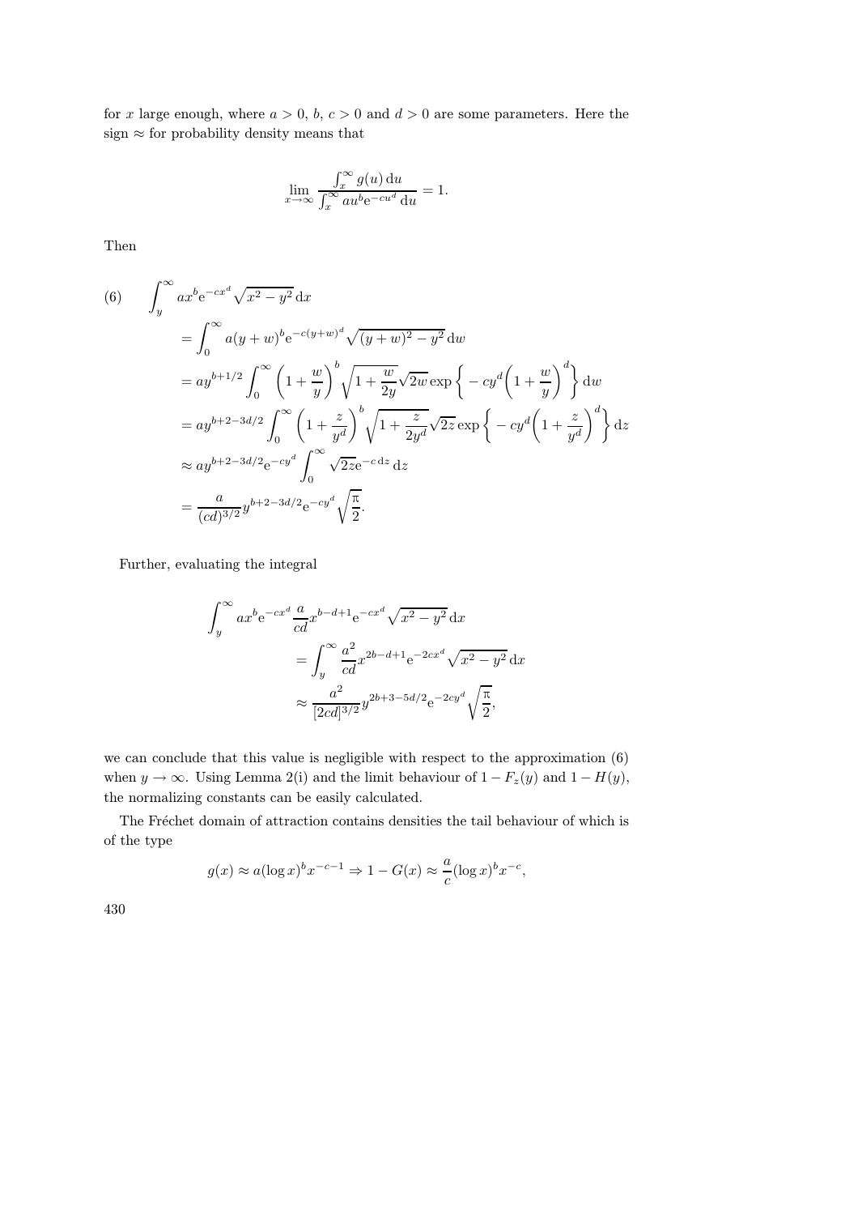for $x$ large enough, where $a > 0$, $b$, $c > 0$ and $d > 0$ are some parameters. Here the sign $\approx$ for probability density means that

$$\lim_{x\to\infty} \frac{\int_x^\infty g(u)\,\mathrm{d}u}{\int_x^\infty au^b\mathrm{e}^{-cu^d}\,\mathrm{d}u} = 1.$$

Then

$$\begin{aligned}
(6)\qquad & \int_y^\infty ax^b\mathrm{e}^{-cx^d}\sqrt{x^2-y^2}\,\mathrm{d}x \\
&= \int_0^\infty a(y+w)^b\mathrm{e}^{-c(y+w)^d}\sqrt{(y+w)^2-y^2}\,\mathrm{d}w \\
&= ay^{b+1/2}\int_0^\infty \Big(1+\frac{w}{y}\Big)^b\sqrt{1+\frac{w}{2y}}\sqrt{2w}\exp\Big\{-cy^d\Big(1+\frac{w}{y}\Big)^d\Big\}\,\mathrm{d}w \\
&= ay^{b+2-3d/2}\int_0^\infty \Big(1+\frac{z}{y^d}\Big)^b\sqrt{1+\frac{z}{2y^d}}\sqrt{2z}\exp\Big\{-cy^d\Big(1+\frac{z}{y^d}\Big)^d\Big\}\,\mathrm{d}z \\
&\approx ay^{b+2-3d/2}\mathrm{e}^{-cy^d}\int_0^\infty \sqrt{2z}\mathrm{e}^{-c\,\mathrm{d}z}\,\mathrm{d}z \\
&= \frac{a}{(cd)^{3/2}}y^{b+2-3d/2}\mathrm{e}^{-cy^d}\sqrt{\frac{\pi}{2}}.
\end{aligned}$$

Further, evaluating the integral

$$\begin{aligned}
\int_y^\infty ax^b\mathrm{e}^{-cx^d}\frac{a}{cd}x^{b-d+1}\mathrm{e}^{-cx^d}\sqrt{x^2-y^2}\,\mathrm{d}x
&= \int_y^\infty \frac{a^2}{cd}x^{2b-d+1}\mathrm{e}^{-2cx^d}\sqrt{x^2-y^2}\,\mathrm{d}x \\
&\approx \frac{a^2}{[2cd]^{3/2}}y^{2b+3-5d/2}\mathrm{e}^{-2cy^d}\sqrt{\frac{\pi}{2}},
\end{aligned}$$

we can conclude that this value is negligible with respect to the approximation (6) when $y\to\infty$. Using Lemma 2(i) and the limit behaviour of $1-F_z(y)$ and $1-H(y)$, the normalizing constants can be easily calculated.

The Fréchet domain of attraction contains densities the tail behaviour of which is of the type

$$g(x) \approx a(\log x)^b x^{-c-1} \Rightarrow 1-G(x) \approx \frac{a}{c}(\log x)^b x^{-c},$$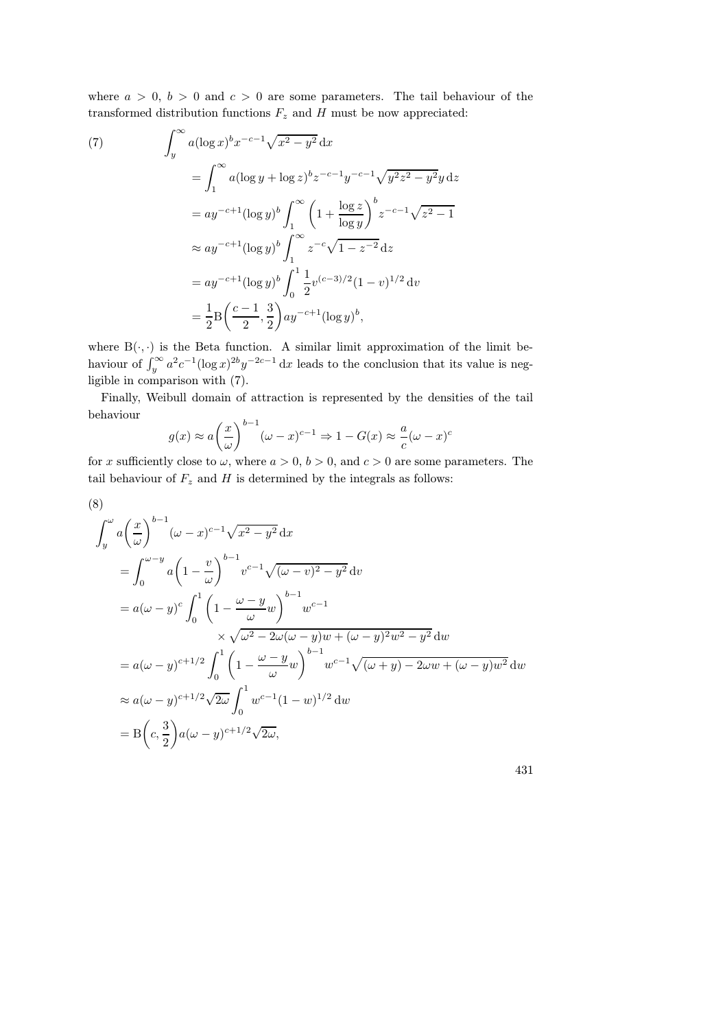where $a > 0$, $b > 0$ and $c > 0$ are some parameters. The tail behaviour of the transformed distribution functions $F_z$ and $H$ must be now appreciated:

$$
\begin{aligned}
\text{(7)} \qquad & \int_y^\infty a(\log x)^b x^{-c-1}\sqrt{x^2-y^2}\,\mathrm{d}x \\
&= \int_1^\infty a(\log y+\log z)^b z^{-c-1}y^{-c-1}\sqrt{y^2z^2-y^2}\,y\,\mathrm{d}z \\
&= ay^{-c+1}(\log y)^b \int_1^\infty \left(1+\frac{\log z}{\log y}\right)^b z^{-c-1}\sqrt{z^2-1} \\
&\approx ay^{-c+1}(\log y)^b \int_1^\infty z^{-c}\sqrt{1-z^{-2}}\,\mathrm{d}z \\
&= ay^{-c+1}(\log y)^b \int_0^1 \frac{1}{2}v^{(c-3)/2}(1-v)^{1/2}\,\mathrm{d}v \\
&= \frac{1}{2}\mathrm{B}\!\left(\frac{c-1}{2},\frac{3}{2}\right)ay^{-c+1}(\log y)^b,
\end{aligned}
$$

where $\mathrm{B}(\cdot,\cdot)$ is the Beta function. A similar limit approximation of the limit behaviour of $\int_y^\infty a^2c^{-1}(\log x)^{2b}y^{-2c-1}\,\mathrm{d}x$ leads to the conclusion that its value is negligible in comparison with (7).

Finally, Weibull domain of attraction is represented by the densities of the tail behaviour

$$
g(x) \approx a\left(\frac{x}{\omega}\right)^{b-1}(\omega-x)^{c-1} \Rightarrow 1-G(x) \approx \frac{a}{c}(\omega-x)^c
$$

for $x$ sufficiently close to $\omega$, where $a > 0$, $b > 0$, and $c > 0$ are some parameters. The tail behaviour of $F_z$ and $H$ is determined by the integrals as follows:

(8)

$$
\begin{aligned}
&\int_y^\omega a\left(\frac{x}{\omega}\right)^{b-1}(\omega-x)^{c-1}\sqrt{x^2-y^2}\,\mathrm{d}x \\
&\quad= \int_0^{\omega-y} a\left(1-\frac{v}{\omega}\right)^{b-1} v^{c-1}\sqrt{(\omega-v)^2-y^2}\,\mathrm{d}v \\
&\quad= a(\omega-y)^c\int_0^1 \left(1-\frac{\omega-y}{\omega}w\right)^{b-1} w^{c-1} \\
&\qquad\qquad \times \sqrt{\omega^2-2\omega(\omega-y)w+(\omega-y)^2w^2-y^2}\,\mathrm{d}w \\
&\quad= a(\omega-y)^{c+1/2}\int_0^1 \left(1-\frac{\omega-y}{\omega}w\right)^{b-1} w^{c-1}\sqrt{(\omega+y)-2\omega w+(\omega-y)w^2}\,\mathrm{d}w \\
&\quad\approx a(\omega-y)^{c+1/2}\sqrt{2\omega}\int_0^1 w^{c-1}(1-w)^{1/2}\,\mathrm{d}w \\
&\quad= \mathrm{B}\!\left(c,\frac{3}{2}\right)a(\omega-y)^{c+1/2}\sqrt{2\omega},
\end{aligned}
$$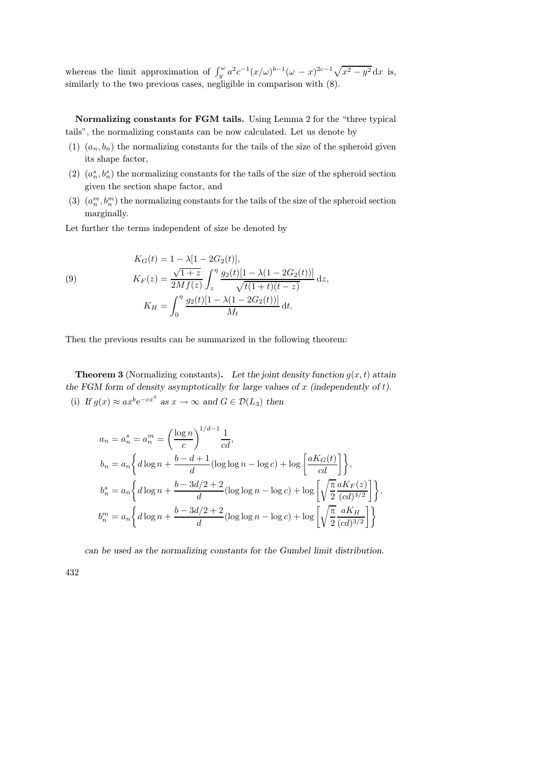whereas the limit approximation of $\int_y^\omega a^2 c^{-1}(x/\omega)^{b-1}(\omega - x)^{2c-1}\sqrt{x^2-y^2}\,\mathrm{d}x$ is, similarly to the two previous cases, negligible in comparison with (8).

**Normalizing constants for FGM tails.** Using Lemma 2 for the "three typical tails", the normalizing constants can be now calculated. Let us denote by

(1) $(a_n, b_n)$ the normalizing constants for the tails of the size of the spheroid given its shape factor,
(2) $(a_n^s, b_n^s)$ the normalizing constants for the tails of the size of the spheroid section given the section shape factor, and
(3) $(a_n^m, b_n^m)$ the normalizing constants for the tails of the size of the spheroid section marginally.

Let further the terms independent of size be denoted by

$$
\begin{aligned}
K_G(t) &= 1 - \lambda[1 - 2G_2(t)],\\
K_F(z) &= \frac{\sqrt{1+z}}{2Mf(z)} \int_z^\eta \frac{g_2(t)[1-\lambda(1-2G_2(t))]}{\sqrt{t(1+t)(t-z)}}\,\mathrm{d}z,\\
K_H &= \int_0^\eta \frac{g_2(t)[1-\lambda(1-2G_2(t))]}{M_t}\,\mathrm{d}t.
\end{aligned}
\tag{9}
$$

Then the previous results can be summarized in the following theorem:

**Theorem 3** (Normalizing constants). *Let the joint density function $g(x,t)$ attain the FGM form of density asymptotically for large values of $x$ (independently of $t$).*

(i) *If $g(x) \approx a x^b \mathrm{e}^{-cx^d}$ as $x \to \infty$ and $G \in \mathcal{D}(L_3)$ then*

$$
\begin{aligned}
a_n &= a_n^s = a_n^m = \left(\frac{\log n}{c}\right)^{1/d-1} \frac{1}{cd},\\
b_n &= a_n \Big\{ d \log n + \frac{b-d+1}{d}(\log\log n - \log c) + \log\left[\frac{aK_G(t)}{cd}\right]\Big\},\\
b_n^s &= a_n \Big\{ d \log n + \frac{b-3d/2+2}{d}(\log\log n - \log c) + \log\left[\sqrt{\frac{\pi}{2}}\frac{aK_F(z)}{(cd)^{3/2}}\right]\Big\},\\
b_n^m &= a_n \Big\{ d \log n + \frac{b-3d/2+2}{d}(\log\log n - \log c) + \log\left[\sqrt{\frac{\pi}{2}}\frac{aK_H}{(cd)^{3/2}}\right]\Big\}
\end{aligned}
$$

*can be used as the normalizing constants for the Gumbel limit distribution.*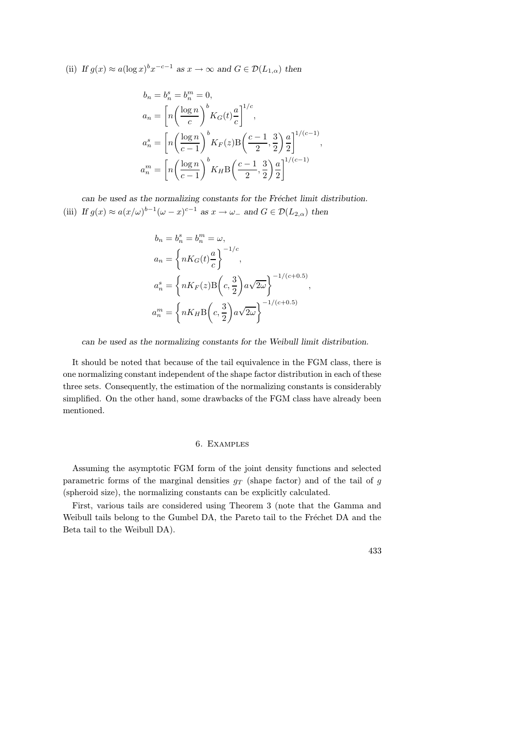(ii) *If* $g(x) \approx a(\log x)^b x^{-c-1}$ *as* $x \to \infty$ *and* $G \in \mathcal{D}(L_{1,\alpha})$ *then*

$$
\begin{aligned}
b_n &= b_n^s = b_n^m = 0,\\
a_n &= \left[ n \left( \frac{\log n}{c} \right)^b K_G(t) \frac{a}{c} \right]^{1/c},\\
a_n^s &= \left[ n \left( \frac{\log n}{c-1} \right)^b K_F(z) \mathrm{B}\left( \frac{c-1}{2}, \frac{3}{2} \right) \frac{a}{2} \right]^{1/(c-1)},\\
a_n^m &= \left[ n \left( \frac{\log n}{c-1} \right)^b K_H \mathrm{B}\left( \frac{c-1}{2}, \frac{3}{2} \right) \frac{a}{2} \right]^{1/(c-1)}
\end{aligned}
$$

*can be used as the normalizing constants for the Fréchet limit distribution.*

(iii) *If* $g(x) \approx a(x/\omega)^{b-1}(\omega - x)^{c-1}$ *as* $x \to \omega_-$ *and* $G \in \mathcal{D}(L_{2,\alpha})$ *then*

$$
\begin{aligned}
b_n &= b_n^s = b_n^m = \omega,\\
a_n &= \left\{ n K_G(t) \frac{a}{c} \right\}^{-1/c},\\
a_n^s &= \left\{ n K_F(z) \mathrm{B}\left( c, \frac{3}{2} \right) a\sqrt{2\omega} \right\}^{-1/(c+0.5)},\\
a_n^m &= \left\{ n K_H \mathrm{B}\left( c, \frac{3}{2} \right) a\sqrt{2\omega} \right\}^{-1/(c+0.5)}
\end{aligned}
$$

*can be used as the normalizing constants for the Weibull limit distribution.*

It should be noted that because of the tail equivalence in the FGM class, there is one normalizing constant independent of the shape factor distribution in each of these three sets. Consequently, the estimation of the normalizing constants is considerably simplified. On the other hand, some drawbacks of the FGM class have already been mentioned.

## 6. Examples

Assuming the asymptotic FGM form of the joint density functions and selected parametric forms of the marginal densities $g_T$ (shape factor) and of the tail of $g$ (spheroid size), the normalizing constants can be explicitly calculated.

First, various tails are considered using Theorem 3 (note that the Gamma and Weibull tails belong to the Gumbel DA, the Pareto tail to the Fréchet DA and the Beta tail to the Weibull DA).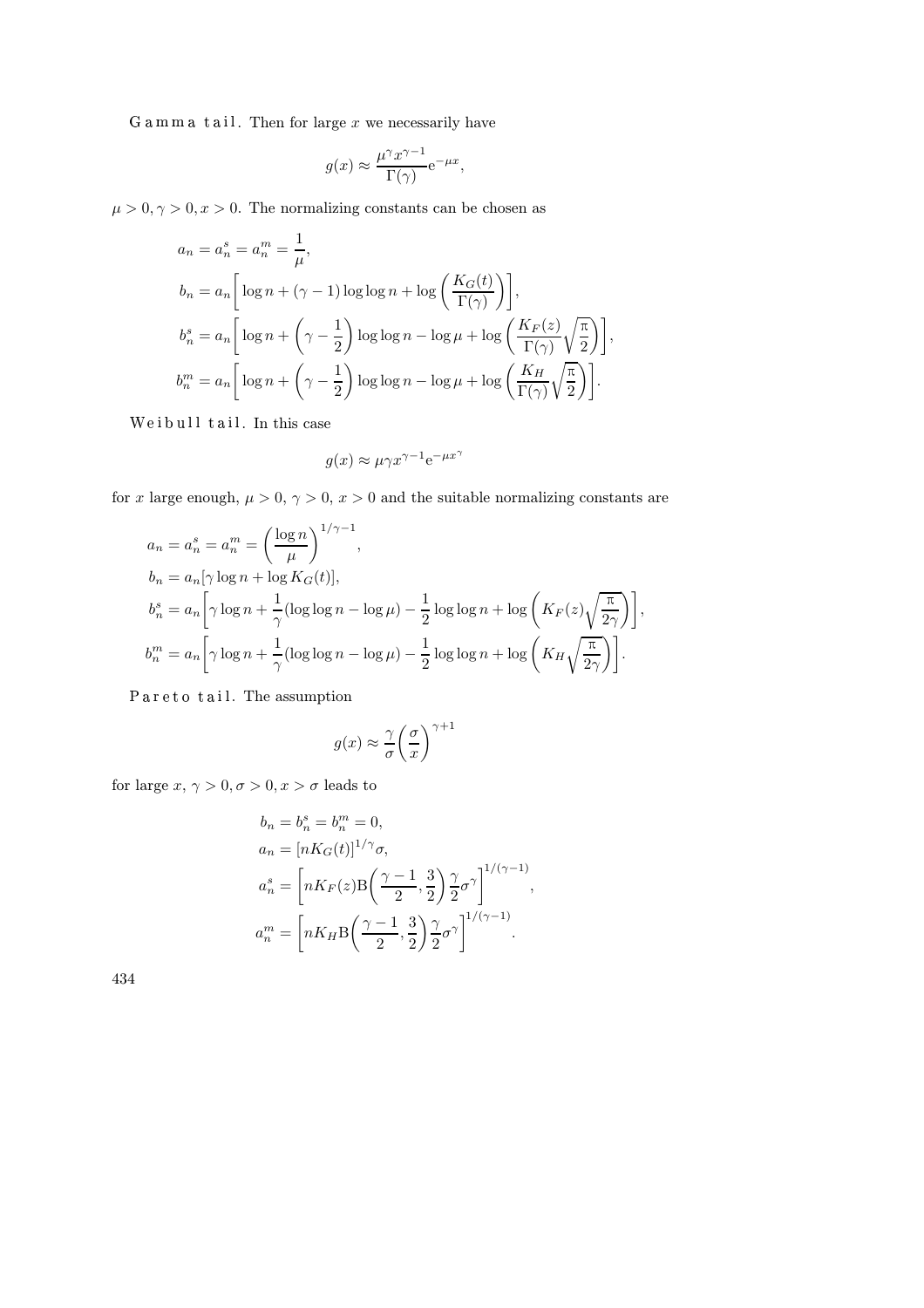G a m m a  t a i l. Then for large $x$ we necessarily have

$$g(x) \approx \frac{\mu^\gamma x^{\gamma-1}}{\Gamma(\gamma)} \mathrm{e}^{-\mu x},$$

$\mu > 0, \gamma > 0, x > 0$. The normalizing constants can be chosen as

$$\begin{aligned}
a_n &= a_n^s = a_n^m = \frac{1}{\mu}, \\
b_n &= a_n \bigg[ \log n + (\gamma - 1) \log \log n + \log \bigg( \frac{K_G(t)}{\Gamma(\gamma)} \bigg) \bigg], \\
b_n^s &= a_n \bigg[ \log n + \bigg( \gamma - \frac{1}{2} \bigg) \log \log n - \log \mu + \log \bigg( \frac{K_F(z)}{\Gamma(\gamma)} \sqrt{\frac{\pi}{2}} \bigg) \bigg], \\
b_n^m &= a_n \bigg[ \log n + \bigg( \gamma - \frac{1}{2} \bigg) \log \log n - \log \mu + \log \bigg( \frac{K_H}{\Gamma(\gamma)} \sqrt{\frac{\pi}{2}} \bigg) \bigg].
\end{aligned}$$

W e i b u l l  t a i l. In this case

$$g(x) \approx \mu \gamma x^{\gamma-1} \mathrm{e}^{-\mu x^\gamma}$$

for $x$ large enough, $\mu > 0$, $\gamma > 0$, $x > 0$ and the suitable normalizing constants are

$$\begin{aligned}
a_n &= a_n^s = a_n^m = \bigg( \frac{\log n}{\mu} \bigg)^{1/\gamma - 1}, \\
b_n &= a_n [\gamma \log n + \log K_G(t)], \\
b_n^s &= a_n \bigg[ \gamma \log n + \frac{1}{\gamma} (\log \log n - \log \mu) - \frac{1}{2} \log \log n + \log \bigg( K_F(z) \sqrt{\frac{\pi}{2\gamma}} \bigg) \bigg], \\
b_n^m &= a_n \bigg[ \gamma \log n + \frac{1}{\gamma} (\log \log n - \log \mu) - \frac{1}{2} \log \log n + \log \bigg( K_H \sqrt{\frac{\pi}{2\gamma}} \bigg) \bigg].
\end{aligned}$$

P a r e t o  t a i l. The assumption

$$g(x) \approx \frac{\gamma}{\sigma} \bigg( \frac{\sigma}{x} \bigg)^{\gamma+1}$$

for large $x$, $\gamma > 0, \sigma > 0, x > \sigma$ leads to

$$\begin{aligned}
b_n &= b_n^s = b_n^m = 0, \\
a_n &= [n K_G(t)]^{1/\gamma} \sigma, \\
a_n^s &= \bigg[ n K_F(z) \mathrm{B} \bigg( \frac{\gamma - 1}{2}, \frac{3}{2} \bigg) \frac{\gamma}{2} \sigma^\gamma \bigg]^{1/(\gamma-1)}, \\
a_n^m &= \bigg[ n K_H \mathrm{B} \bigg( \frac{\gamma - 1}{2}, \frac{3}{2} \bigg) \frac{\gamma}{2} \sigma^\gamma \bigg]^{1/(\gamma-1)}.
\end{aligned}$$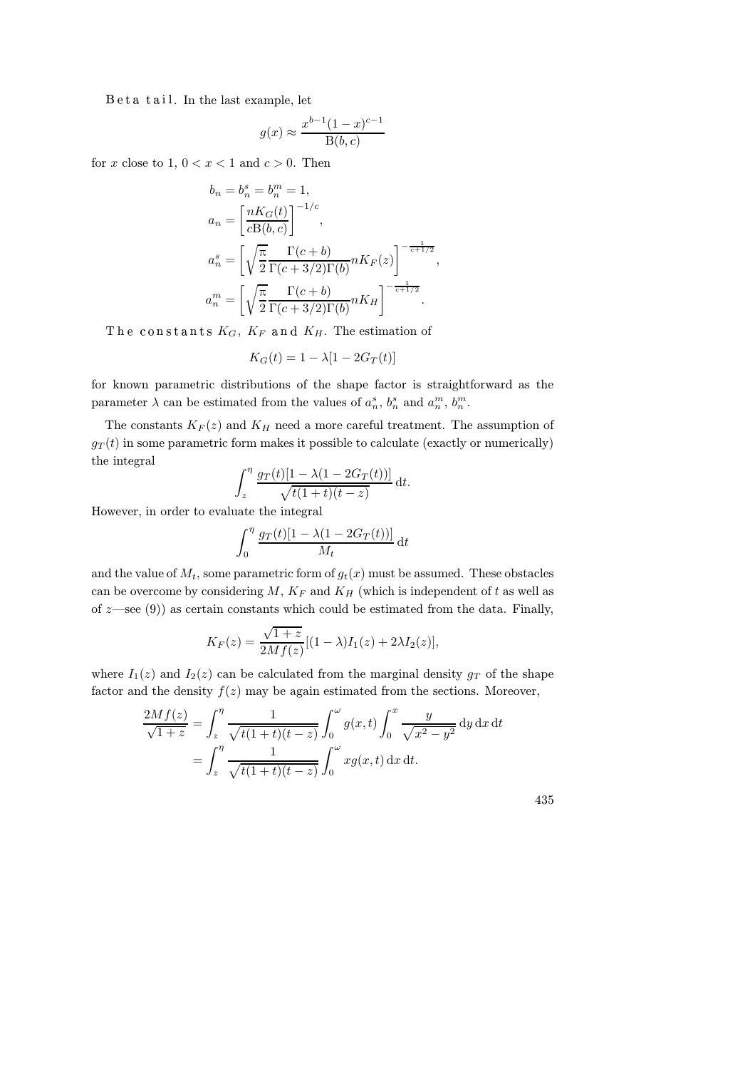*Beta tail.* In the last example, let

$$g(x) \approx \frac{x^{b-1}(1-x)^{c-1}}{\mathrm{B}(b,c)}$$

for $x$ close to 1, $0 < x < 1$ and $c > 0$. Then

$$\begin{aligned}
b_n &= b_n^s = b_n^m = 1,\\
a_n &= \left[\frac{nK_G(t)}{c\mathrm{B}(b,c)}\right]^{-1/c},\\
a_n^s &= \left[\sqrt{\frac{\pi}{2}}\frac{\Gamma(c+b)}{\Gamma(c+3/2)\Gamma(b)}nK_F(z)\right]^{-\frac{1}{c+1/2}},\\
a_n^m &= \left[\sqrt{\frac{\pi}{2}}\frac{\Gamma(c+b)}{\Gamma(c+3/2)\Gamma(b)}nK_H\right]^{-\frac{1}{c+1/2}}.
\end{aligned}$$

*The constants* $K_G$, $K_F$ *and* $K_H$. The estimation of

$$K_G(t) = 1 - \lambda[1 - 2G_T(t)]$$

for known parametric distributions of the shape factor is straightforward as the parameter $\lambda$ can be estimated from the values of $a_n^s$, $b_n^s$ and $a_n^m$, $b_n^m$.

The constants $K_F(z)$ and $K_H$ need a more careful treatment. The assumption of $g_T(t)$ in some parametric form makes it possible to calculate (exactly or numerically) the integral

$$\int_z^\eta \frac{g_T(t)[1-\lambda(1-2G_T(t))]}{\sqrt{t(1+t)(t-z)}}\,\mathrm{d}t.$$

However, in order to evaluate the integral

$$\int_0^\eta \frac{g_T(t)[1-\lambda(1-2G_T(t))]}{M_t}\,\mathrm{d}t$$

and the value of $M_t$, some parametric form of $g_t(x)$ must be assumed. These obstacles can be overcome by considering $M$, $K_F$ and $K_H$ (which is independent of $t$ as well as of $z$—see (9)) as certain constants which could be estimated from the data. Finally,

$$K_F(z) = \frac{\sqrt{1+z}}{2Mf(z)}[(1-\lambda)I_1(z) + 2\lambda I_2(z)],$$

where $I_1(z)$ and $I_2(z)$ can be calculated from the marginal density $g_T$ of the shape factor and the density $f(z)$ may be again estimated from the sections. Moreover,

$$\begin{aligned}
\frac{2Mf(z)}{\sqrt{1+z}} &= \int_z^\eta \frac{1}{\sqrt{t(1+t)(t-z)}}\int_0^\omega g(x,t)\int_0^x \frac{y}{\sqrt{x^2-y^2}}\,\mathrm{d}y\,\mathrm{d}x\,\mathrm{d}t\\
&= \int_z^\eta \frac{1}{\sqrt{t(1+t)(t-z)}}\int_0^\omega xg(x,t)\,\mathrm{d}x\,\mathrm{d}t.
\end{aligned}$$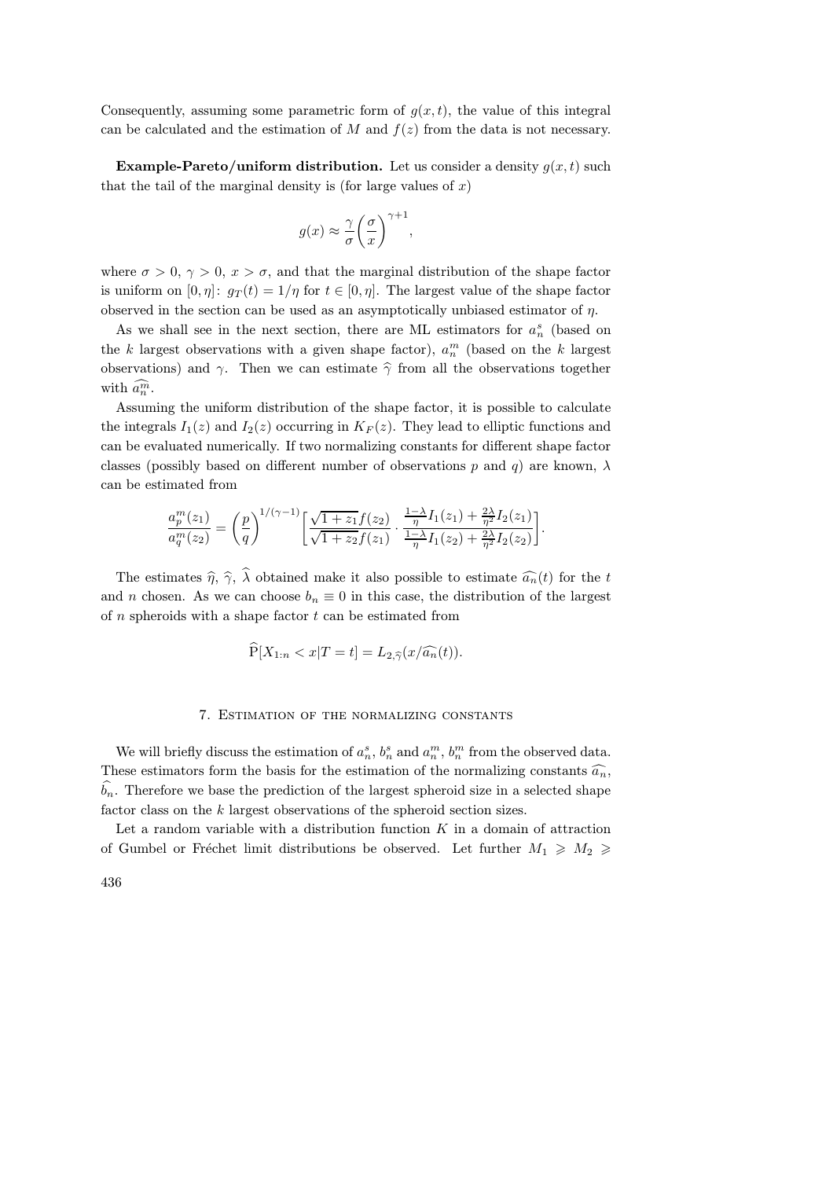Consequently, assuming some parametric form of $g(x,t)$, the value of this integral can be calculated and the estimation of $M$ and $f(z)$ from the data is not necessary.

**Example-Pareto/uniform distribution.** Let us consider a density $g(x,t)$ such that the tail of the marginal density is (for large values of $x$)

$$g(x) \approx \frac{\gamma}{\sigma}\left(\frac{\sigma}{x}\right)^{\gamma+1},$$

where $\sigma > 0$, $\gamma > 0$, $x > \sigma$, and that the marginal distribution of the shape factor is uniform on $[0,\eta]$: $g_T(t) = 1/\eta$ for $t \in [0,\eta]$. The largest value of the shape factor observed in the section can be used as an asymptotically unbiased estimator of $\eta$.

As we shall see in the next section, there are ML estimators for $a_n^s$ (based on the $k$ largest observations with a given shape factor), $a_n^m$ (based on the $k$ largest observations) and $\gamma$. Then we can estimate $\widehat{\gamma}$ from all the observations together with $\widehat{a_n^m}$.

Assuming the uniform distribution of the shape factor, it is possible to calculate the integrals $I_1(z)$ and $I_2(z)$ occurring in $K_F(z)$. They lead to elliptic functions and can be evaluated numerically. If two normalizing constants for different shape factor classes (possibly based on different number of observations $p$ and $q$) are known, $\lambda$ can be estimated from

$$\frac{a_p^m(z_1)}{a_q^m(z_2)} = \left(\frac{p}{q}\right)^{1/(\gamma-1)}\left[\frac{\sqrt{1+z_1}f(z_2)}{\sqrt{1+z_2}f(z_1)} \cdot \frac{\frac{1-\lambda}{\eta}I_1(z_1) + \frac{2\lambda}{\eta^2}I_2(z_1)}{\frac{1-\lambda}{\eta}I_1(z_2) + \frac{2\lambda}{\eta^2}I_2(z_2)}\right].$$

The estimates $\widehat{\eta}$, $\widehat{\gamma}$, $\widehat{\lambda}$ obtained make it also possible to estimate $\widehat{a_n}(t)$ for the $t$ and $n$ chosen. As we can choose $b_n \equiv 0$ in this case, the distribution of the largest of $n$ spheroids with a shape factor $t$ can be estimated from

$$\widehat{\mathrm{P}}[X_{1:n} < x | T = t] = L_{2,\widehat{\gamma}}(x/\widehat{a_n}(t)).$$

## 7. Estimation of the normalizing constants

We will briefly discuss the estimation of $a_n^s$, $b_n^s$ and $a_n^m$, $b_n^m$ from the observed data. These estimators form the basis for the estimation of the normalizing constants $\widehat{a_n}$, $\widehat{b_n}$. Therefore we base the prediction of the largest spheroid size in a selected shape factor class on the $k$ largest observations of the spheroid section sizes.

Let a random variable with a distribution function $K$ in a domain of attraction of Gumbel or Fréchet limit distributions be observed. Let further $M_1 \geqslant M_2 \geqslant$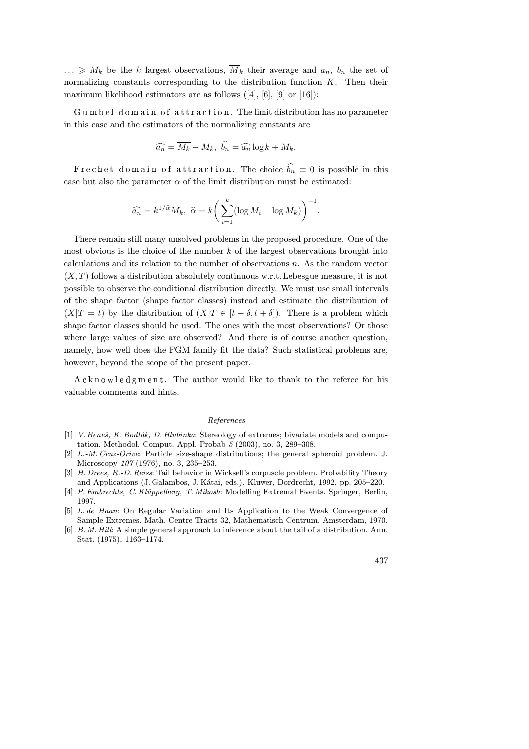$\ldots \geqslant M_k$ be the $k$ largest observations, $\overline{M}_k$ their average and $a_n$, $b_n$ the set of normalizing constants corresponding to the distribution function $K$. Then their maximum likelihood estimators are as follows ([4], [6], [9] or [16]):

G u m b e l   d o m a i n   o f   a t t r a c t i o n. The limit distribution has no parameter in this case and the estimators of the normalizing constants are

$$\widehat{a_n} = \overline{M_k} - M_k, \;\; \widehat{b_n} = \widehat{a_n} \log k + M_k.$$

F r e c h e t   d o m a i n   o f   a t t r a c t i o n. The choice $\widehat{b_n} \equiv 0$ is possible in this case but also the parameter $\alpha$ of the limit distribution must be estimated:

$$\widehat{a_n} = k^{1/\widehat{\alpha}} M_k, \;\; \widehat{\alpha} = k \biggl( \sum_{i=1}^{k} (\log M_i - \log M_k) \biggr)^{-1}.$$

There remain still many unsolved problems in the proposed procedure. One of the most obvious is the choice of the number $k$ of the largest observations brought into calculations and its relation to the number of observations $n$. As the random vector $(X,T)$ follows a distribution absolutely continuous w.r.t. Lebesgue measure, it is not possible to observe the conditional distribution directly. We must use small intervals of the shape factor (shape factor classes) instead and estimate the distribution of $(X|T = t)$ by the distribution of $(X|T \in [t - \delta, t + \delta])$. There is a problem which shape factor classes should be used. The ones with the most observations? Or those where large values of size are observed? And there is of course another question, namely, how well does the FGM family fit the data? Such statistical problems are, however, beyond the scope of the present paper.

A c k n o w l e d g m e n t. The author would like to thank to the referee for his valuable comments and hints.

## *References*

[1] *V. Beneš, K. Bodlák, D. Hlubinka*: Stereology of extremes; bivariate models and computation. Methodol. Comput. Appl. Probab *5* (2003), no. 3, 289–308.

[2] *L.-M. Cruz-Orive*: Particle size-shape distributions; the general spheroid problem. J. Microscopy *107* (1976), no. 3, 235–253.

[3] *H. Drees, R.-D. Reiss*: Tail behavior in Wicksell's corpuscle problem. Probability Theory and Applications (J. Galambos, J. Kátai, eds.). Kluwer, Dordrecht, 1992, pp. 205–220.

[4] *P. Embrechts, C. Klüppelberg, T. Mikosh*: Modelling Extremal Events. Springer, Berlin, 1997.

[5] *L. de Haan*: On Regular Variation and Its Application to the Weak Convergence of Sample Extremes. Math. Centre Tracts 32, Mathematisch Centrum, Amsterdam, 1970.

[6] *B. M. Hill*: A simple general approach to inference about the tail of a distribution. Ann. Stat. (1975), 1163–1174.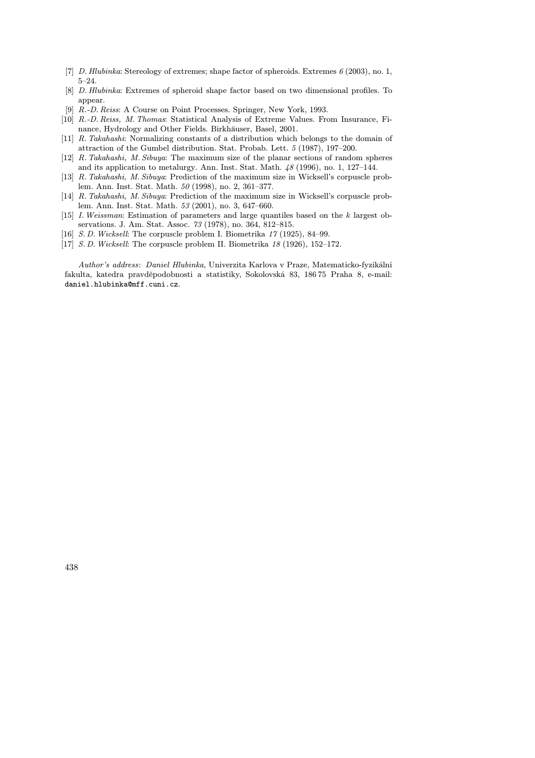[7] *D. Hlubinka*: Stereology of extremes; shape factor of spheroids. Extremes *6* (2003), no. 1, 5–24.

[8] *D. Hlubinka*: Extremes of spheroid shape factor based on two dimensional profiles. To appear.

[9] *R.-D. Reiss*: A Course on Point Processes. Springer, New York, 1993.

[10] *R.-D. Reiss, M. Thomas*: Statistical Analysis of Extreme Values. From Insurance, Finance, Hydrology and Other Fields. Birkhäuser, Basel, 2001.

[11] *R. Takahashi*: Normalizing constants of a distribution which belongs to the domain of attraction of the Gumbel distribution. Stat. Probab. Lett. *5* (1987), 197–200.

[12] *R. Takahashi, M. Sibuya*: The maximum size of the planar sections of random spheres and its application to metalurgy. Ann. Inst. Stat. Math. *48* (1996), no. 1, 127–144.

[13] *R. Takahashi, M. Sibuya*: Prediction of the maximum size in Wicksell's corpuscle problem. Ann. Inst. Stat. Math. *50* (1998), no. 2, 361–377.

[14] *R. Takahashi, M. Sibuya*: Prediction of the maximum size in Wicksell's corpuscle problem. Ann. Inst. Stat. Math. *53* (2001), no. 3, 647–660.

[15] *I. Weissman*: Estimation of parameters and large quantiles based on the $k$ largest observations. J. Am. Stat. Assoc. *73* (1978), no. 364, 812–815.

[16] *S. D. Wicksell*: The corpuscle problem I. Biometrika *17* (1925), 84–99.

[17] *S. D. Wicksell*: The corpuscle problem II. Biometrika *18* (1926), 152–172.

*Author's address*: *Daniel Hlubinka*, Univerzita Karlova v Praze, Matematicko-fyzikální fakulta, katedra pravděpodobnosti a statistiky, Sokolovská 83, 186 75 Praha 8, e-mail: daniel.hlubinka@mff.cuni.cz.